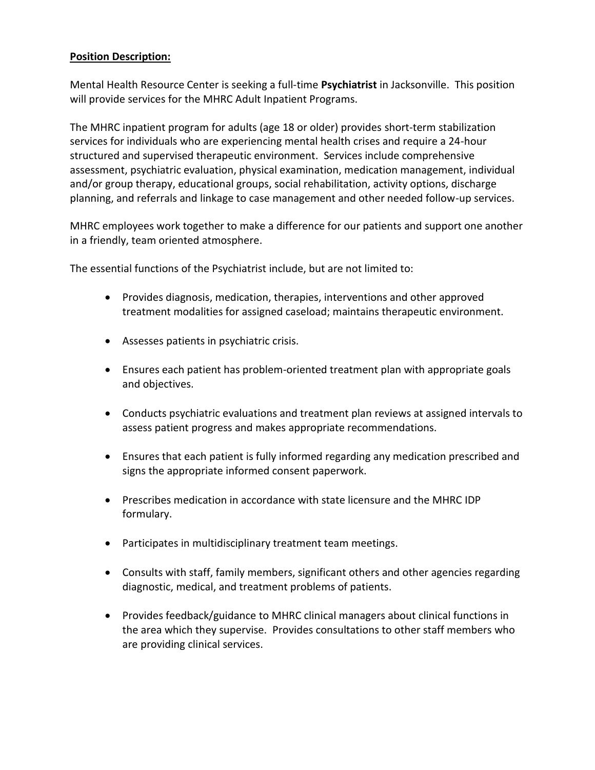**Position Description:**

Mental Health Resource Center is seeking a full-time **Psychiatrist** in Jacksonville. This position will provide services for the MHRC Adult Inpatient Programs.

The MHRC inpatient program for adults (age 18 or older) provides short-term stabilization services for individuals who are experiencing mental health crises and require a 24-hour structured and supervised therapeutic environment. Services include comprehensive assessment, psychiatric evaluation, physical examination, medication management, individual and/or group therapy, educational groups, social rehabilitation, activity options, discharge planning, and referrals and linkage to case management and other needed follow-up services.

MHRC employees work together to make a difference for our patients and support one another in a friendly, team oriented atmosphere.

The essential functions of the Psychiatrist include, but are not limited to:

- Provides diagnosis, medication, therapies, interventions and other approved treatment modalities for assigned caseload; maintains therapeutic environment.
- Assesses patients in psychiatric crisis.
- Ensures each patient has problem-oriented treatment plan with appropriate goals and objectives.
- Conducts psychiatric evaluations and treatment plan reviews at assigned intervals to assess patient progress and makes appropriate recommendations.
- Ensures that each patient is fully informed regarding any medication prescribed and signs the appropriate informed consent paperwork.
- Prescribes medication in accordance with state licensure and the MHRC IDP formulary.
- Participates in multidisciplinary treatment team meetings.
- Consults with staff, family members, significant others and other agencies regarding diagnostic, medical, and treatment problems of patients.
- Provides feedback/guidance to MHRC clinical managers about clinical functions in the area which they supervise. Provides consultations to other staff members who are providing clinical services.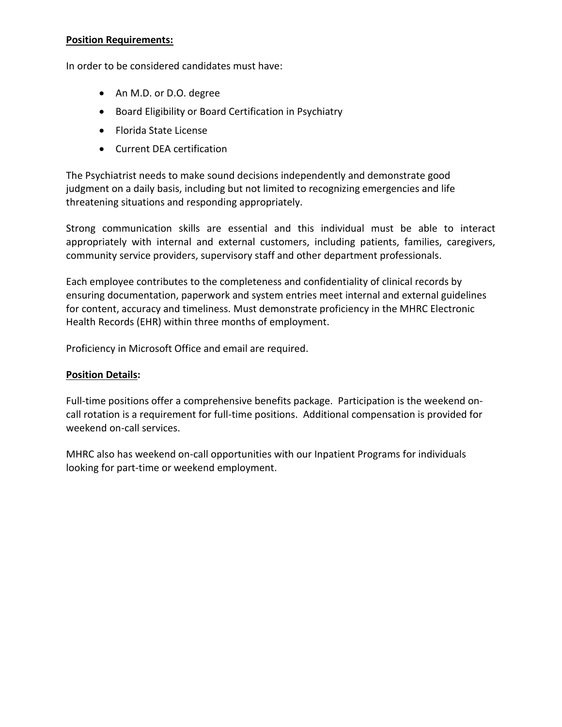**Position Requirements:**

In order to be considered candidates must have:

- An M.D. or D.O. degree
- Board Eligibility or Board Certification in Psychiatry
- Florida State License
- Current DEA certification

The Psychiatrist needs to make sound decisions independently and demonstrate good judgment on a daily basis, including but not limited to recognizing emergencies and life threatening situations and responding appropriately.

Strong communication skills are essential and this individual must be able to interact appropriately with internal and external customers, including patients, families, caregivers, community service providers, supervisory staff and other department professionals.

Each employee contributes to the completeness and confidentiality of clinical records by ensuring documentation, paperwork and system entries meet internal and external guidelines for content, accuracy and timeliness. Must demonstrate proficiency in the MHRC Electronic Health Records (EHR) within three months of employment.

Proficiency in Microsoft Office and email are required.

**Position Details:**

Full-time positions offer a comprehensive benefits package. Participation is the weekend on-call rotation is a requirement for full-time positions. Additional compensation is provided for weekend on-call services.

MHRC also has weekend on-call opportunities with our Inpatient Programs for individuals looking for part-time or weekend employment.